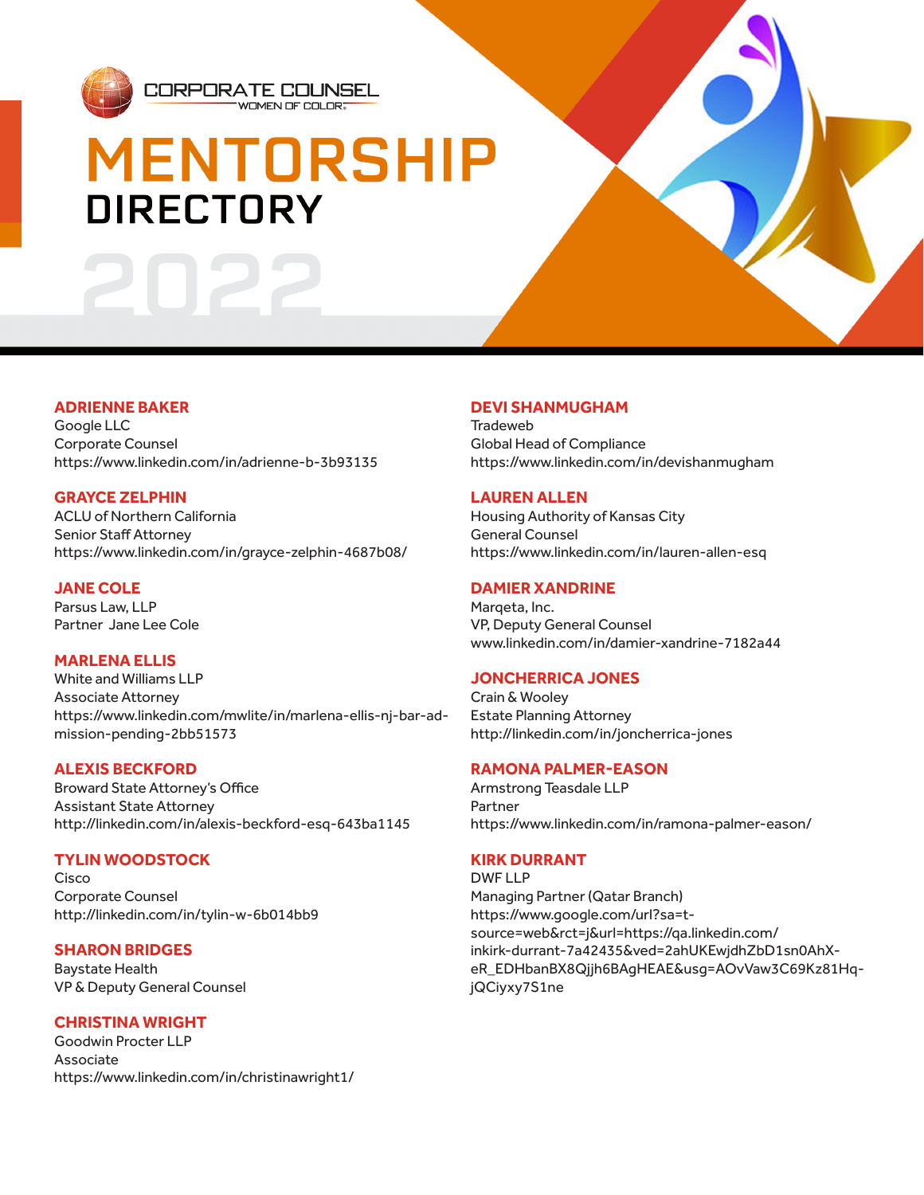CORPORATE COUNSEL
WOMEN OF COLOR

# MENTORSHIP DIRECTORY 2022

**ADRIENNE BAKER**
Google LLC
Corporate Counsel
https://www.linkedin.com/in/adrienne-b-3b93135

**GRAYCE ZELPHIN**
ACLU of Northern California
Senior Staff Attorney
https://www.linkedin.com/in/grayce-zelphin-4687b08/

**JANE COLE**
Parsus Law, LLP
Partner Jane Lee Cole

**MARLENA ELLIS**
White and Williams LLP
Associate Attorney
https://www.linkedin.com/mwlite/in/marlena-ellis-nj-bar-admission-pending-2bb51573

**ALEXIS BECKFORD**
Broward State Attorney's Office
Assistant State Attorney
http://linkedin.com/in/alexis-beckford-esq-643ba1145

**TYLIN WOODSTOCK**
Cisco
Corporate Counsel
http://linkedin.com/in/tylin-w-6b014bb9

**SHARON BRIDGES**
Baystate Health
VP & Deputy General Counsel

**CHRISTINA WRIGHT**
Goodwin Procter LLP
Associate
https://www.linkedin.com/in/christinawright1/

**DEVI SHANMUGHAM**
Tradeweb
Global Head of Compliance
https://www.linkedin.com/in/devishanmugham

**LAUREN ALLEN**
Housing Authority of Kansas City
General Counsel
https://www.linkedin.com/in/lauren-allen-esq

**DAMIER XANDRINE**
Marqeta, Inc.
VP, Deputy General Counsel
www.linkedin.com/in/damier-xandrine-7182a44

**JONCHERRICA JONES**
Crain & Wooley
Estate Planning Attorney
http://linkedin.com/in/joncherrica-jones

**RAMONA PALMER-EASON**
Armstrong Teasdale LLP
Partner
https://www.linkedin.com/in/ramona-palmer-eason/

**KIRK DURRANT**
DWF LLP
Managing Partner (Qatar Branch)
https://www.google.com/url?sa=t-source=web&rct=j&url=https://qa.linkedin.com/inkirk-durrant-7a42435&ved=2ahUKEwjdhZbD1sn0AhX-eR_EDHbanBX8Qjjh6BAgHEAE&usg=AOvVaw3C69Kz81Hq-jQCiyxy7S1ne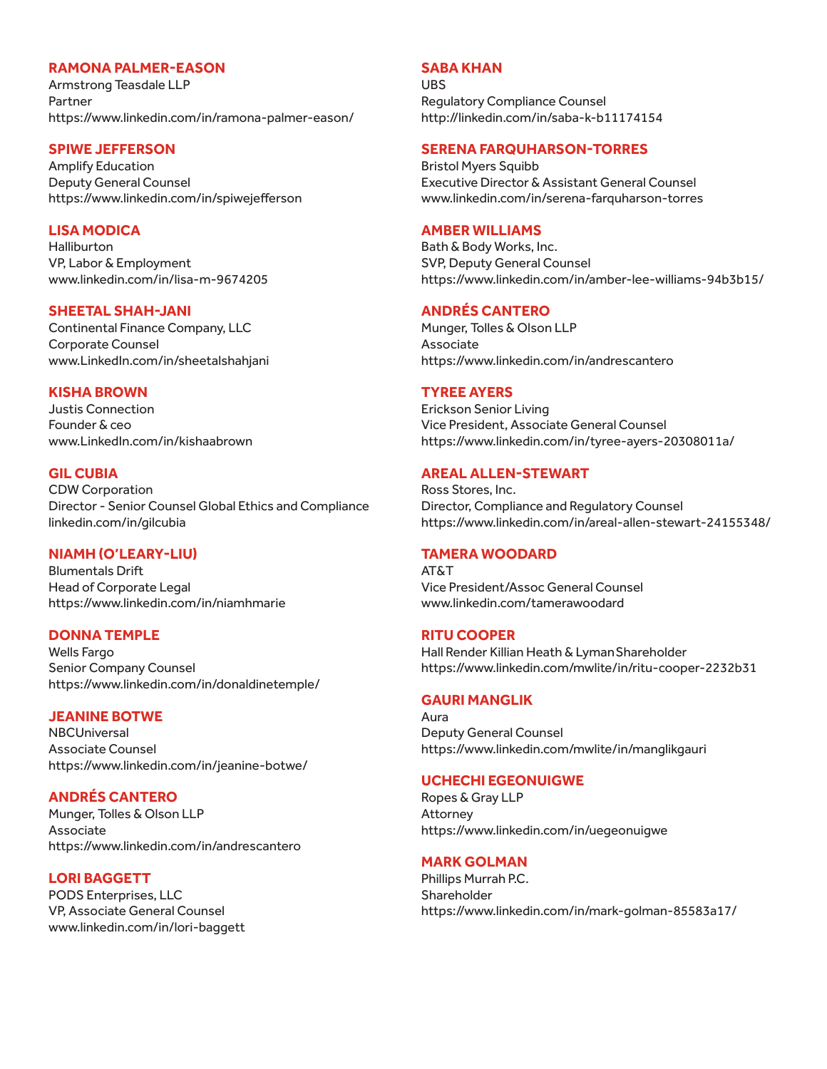**RAMONA PALMER-EASON**
Armstrong Teasdale LLP
Partner
https://www.linkedin.com/in/ramona-palmer-eason/

**SPIWE JEFFERSON**
Amplify Education
Deputy General Counsel
https://www.linkedin.com/in/spiwejefferson

**LISA MODICA**
Halliburton
VP, Labor & Employment
www.linkedin.com/in/lisa-m-9674205

**SHEETAL SHAH-JANI**
Continental Finance Company, LLC
Corporate Counsel
www.LinkedIn.com/in/sheetalshahjani

**KISHA BROWN**
Justis Connection
Founder & ceo
www.LinkedIn.com/in/kishaabrown

**GIL CUBIA**
CDW Corporation
Director - Senior Counsel Global Ethics and Compliance
linkedin.com/in/gilcubia

**NIAMH (O'LEARY-LIU)**
Blumentals Drift
Head of Corporate Legal
https://www.linkedin.com/in/niamhmarie

**DONNA TEMPLE**
Wells Fargo
Senior Company Counsel
https://www.linkedin.com/in/donaldinetemple/

**JEANINE BOTWE**
NBCUniversal
Associate Counsel
https://www.linkedin.com/in/jeanine-botwe/

**ANDRÉS CANTERO**
Munger, Tolles & Olson LLP
Associate
https://www.linkedin.com/in/andrescantero

**LORI BAGGETT**
PODS Enterprises, LLC
VP, Associate General Counsel
www.linkedin.com/in/lori-baggett

**SABA KHAN**
UBS
Regulatory Compliance Counsel
http://linkedin.com/in/saba-k-b11174154

**SERENA FARQUHARSON-TORRES**
Bristol Myers Squibb
Executive Director & Assistant General Counsel
www.linkedin.com/in/serena-farquharson-torres

**AMBER WILLIAMS**
Bath & Body Works, Inc.
SVP, Deputy General Counsel
https://www.linkedin.com/in/amber-lee-williams-94b3b15/

**ANDRÉS CANTERO**
Munger, Tolles & Olson LLP
Associate
https://www.linkedin.com/in/andrescantero

**TYREE AYERS**
Erickson Senior Living
Vice President, Associate General Counsel
https://www.linkedin.com/in/tyree-ayers-20308011a/

**AREAL ALLEN-STEWART**
Ross Stores, Inc.
Director, Compliance and Regulatory Counsel
https://www.linkedin.com/in/areal-allen-stewart-24155348/

**TAMERA WOODARD**
AT&T
Vice President/Assoc General Counsel
www.linkedin.com/tamerawoodard

**RITU COOPER**
Hall Render Killian Heath & Lyman Shareholder
https://www.linkedin.com/mwlite/in/ritu-cooper-2232b31

**GAURI MANGLIK**
Aura
Deputy General Counsel
https://www.linkedin.com/mwlite/in/manglikgauri

**UCHECHI EGEONUIGWE**
Ropes & Gray LLP
Attorney
https://www.linkedin.com/in/uegeonuigwe

**MARK GOLMAN**
Phillips Murrah P.C.
Shareholder
https://www.linkedin.com/in/mark-golman-85583a17/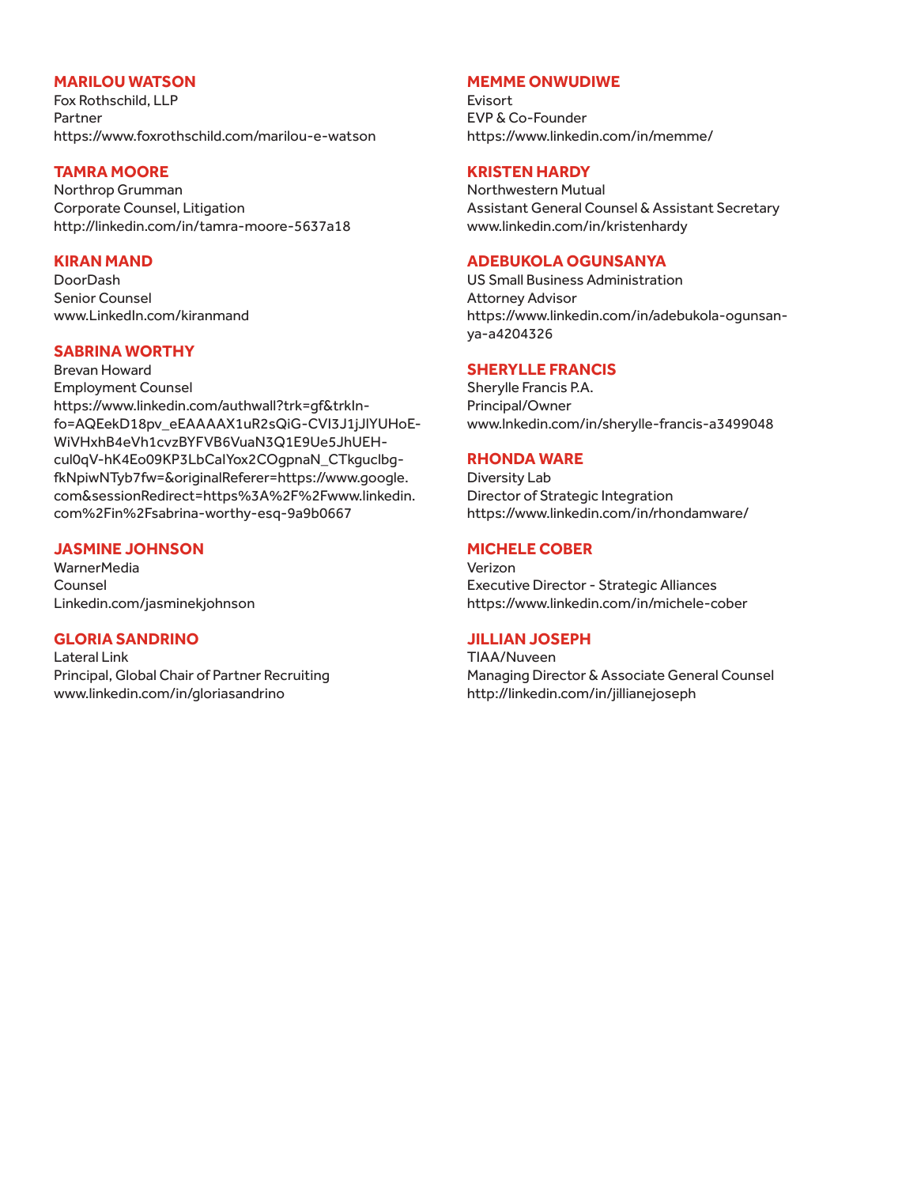**MARILOU WATSON**
Fox Rothschild, LLP
Partner
https://www.foxrothschild.com/marilou-e-watson

**TAMRA MOORE**
Northrop Grumman
Corporate Counsel, Litigation
http://linkedin.com/in/tamra-moore-5637a18

**KIRAN MAND**
DoorDash
Senior Counsel
www.LinkedIn.com/kiranmand

**SABRINA WORTHY**
Brevan Howard
Employment Counsel
https://www.linkedin.com/authwall?trk=gf&trkInfo=AQEekD18pv_eEAAAAX1uR2sQiG-CVl3J1jJlYUHoEWiVHxhB4eVh1cvzBYFVB6VuaN3Q1E9Ue5JhUEHcul0qV-hK4Eo09KP3LbCaIYox2COgpnaN_CTkguclbgfkNpiwNTyb7fw=&originalReferer=https://www.google.com&sessionRedirect=https%3A%2F%2Fwww.linkedin.com%2Fin%2Fsabrina-worthy-esq-9a9b0667

**JASMINE JOHNSON**
WarnerMedia
Counsel
Linkedin.com/jasminekjohnson

**GLORIA SANDRINO**
Lateral Link
Principal, Global Chair of Partner Recruiting
www.linkedin.com/in/gloriasandrino

**MEMME ONWUDIWE**
Evisort
EVP & Co-Founder
https://www.linkedin.com/in/memme/

**KRISTEN HARDY**
Northwestern Mutual
Assistant General Counsel & Assistant Secretary
www.linkedin.com/in/kristenhardy

**ADEBUKOLA OGUNSANYA**
US Small Business Administration
Attorney Advisor
https://www.linkedin.com/in/adebukola-ogunsanya-a4204326

**SHERYLLE FRANCIS**
Sherylle Francis P.A.
Principal/Owner
www.lnkedin.com/in/sherylle-francis-a3499048

**RHONDA WARE**
Diversity Lab
Director of Strategic Integration
https://www.linkedin.com/in/rhondamware/

**MICHELE COBER**
Verizon
Executive Director - Strategic Alliances
https://www.linkedin.com/in/michele-cober

**JILLIAN JOSEPH**
TIAA/Nuveen
Managing Director & Associate General Counsel
http://linkedin.com/in/jillianejoseph